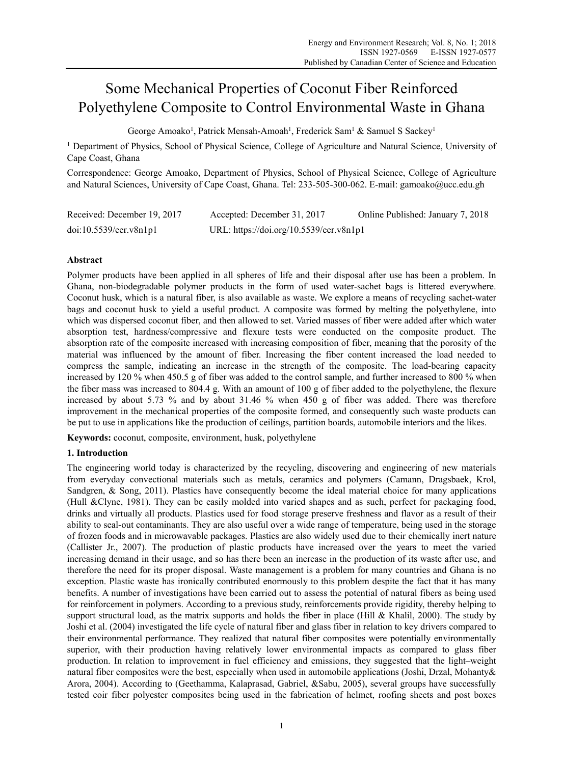# Some Mechanical Properties of Coconut Fiber Reinforced Polyethylene Composite to Control Environmental Waste in Ghana

George Amoako[1], Patrick Mensah-Amoah[1], Frederick Sam[1] & Samuel S Sackey[1]

[1] Department of Physics, School of Physical Science, College of Agriculture and Natural Science, University of Cape Coast, Ghana

Correspondence: George Amoako, Department of Physics, School of Physical Science, College of Agriculture and Natural Sciences, University of Cape Coast, Ghana. Tel: 233-505-300-062. E-mail: gamoako@ucc.edu.gh

Received: December 19, 2017 Accepted: December 31, 2017 Online Published: January 7, 2018

doi:10.5539/eer.v8n1p1 URL: https://doi.org/10.5539/eer.v8n1p1

## Abstract

Polymer products have been applied in all spheres of life and their disposal after use has been a problem. In Ghana, non-biodegradable polymer products in the form of used water-sachet bags is littered everywhere. Coconut husk, which is a natural fiber, is also available as waste. We explore a means of recycling sachet-water bags and coconut husk to yield a useful product. A composite was formed by melting the polyethylene, into which was dispersed coconut fiber, and then allowed to set. Varied masses of fiber were added after which water absorption test, hardness/compressive and flexure tests were conducted on the composite product. The absorption rate of the composite increased with increasing composition of fiber, meaning that the porosity of the material was influenced by the amount of fiber. Increasing the fiber content increased the load needed to compress the sample, indicating an increase in the strength of the composite. The load-bearing capacity increased by 120 % when 450.5 g of fiber was added to the control sample, and further increased to 800 % when the fiber mass was increased to 804.4 g. With an amount of 100 g of fiber added to the polyethylene, the flexure increased by about 5.73 % and by about 31.46 % when 450 g of fiber was added. There was therefore improvement in the mechanical properties of the composite formed, and consequently such waste products can be put to use in applications like the production of ceilings, partition boards, automobile interiors and the likes.

**Keywords:** coconut, composite, environment, husk, polyethylene

## 1. Introduction

The engineering world today is characterized by the recycling, discovering and engineering of new materials from everyday convectional materials such as metals, ceramics and polymers (Camann, Dragsbaek, Krol, Sandgren, & Song, 2011). Plastics have consequently become the ideal material choice for many applications (Hull &Clyne, 1981). They can be easily molded into varied shapes and as such, perfect for packaging food, drinks and virtually all products. Plastics used for food storage preserve freshness and flavor as a result of their ability to seal-out contaminants. They are also useful over a wide range of temperature, being used in the storage of frozen foods and in microwavable packages. Plastics are also widely used due to their chemically inert nature (Callister Jr., 2007). The production of plastic products have increased over the years to meet the varied increasing demand in their usage, and so has there been an increase in the production of its waste after use, and therefore the need for its proper disposal. Waste management is a problem for many countries and Ghana is no exception. Plastic waste has ironically contributed enormously to this problem despite the fact that it has many benefits. A number of investigations have been carried out to assess the potential of natural fibers as being used for reinforcement in polymers. According to a previous study, reinforcements provide rigidity, thereby helping to support structural load, as the matrix supports and holds the fiber in place (Hill & Khalil, 2000). The study by Joshi et al. (2004) investigated the life cycle of natural fiber and glass fiber in relation to key drivers compared to their environmental performance. They realized that natural fiber composites were potentially environmentally superior, with their production having relatively lower environmental impacts as compared to glass fiber production. In relation to improvement in fuel efficiency and emissions, they suggested that the light–weight natural fiber composites were the best, especially when used in automobile applications (Joshi, Drzal, Mohanty& Arora, 2004). According to (Geethamma, Kalaprasad, Gabriel, &Sabu, 2005), several groups have successfully tested coir fiber polyester composites being used in the fabrication of helmet, roofing sheets and post boxes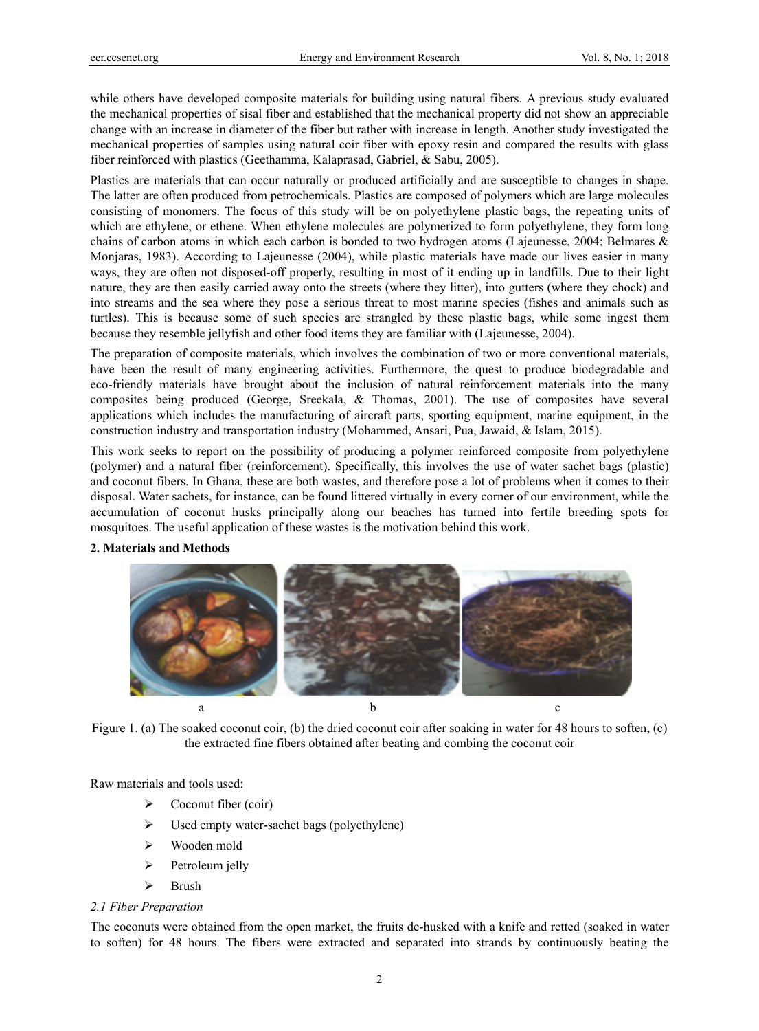while others have developed composite materials for building using natural fibers. A previous study evaluated the mechanical properties of sisal fiber and established that the mechanical property did not show an appreciable change with an increase in diameter of the fiber but rather with increase in length. Another study investigated the mechanical properties of samples using natural coir fiber with epoxy resin and compared the results with glass fiber reinforced with plastics (Geethamma, Kalaprasad, Gabriel, & Sabu, 2005).

Plastics are materials that can occur naturally or produced artificially and are susceptible to changes in shape. The latter are often produced from petrochemicals. Plastics are composed of polymers which are large molecules consisting of monomers. The focus of this study will be on polyethylene plastic bags, the repeating units of which are ethylene, or ethene. When ethylene molecules are polymerized to form polyethylene, they form long chains of carbon atoms in which each carbon is bonded to two hydrogen atoms (Lajeunesse, 2004; Belmares & Monjaras, 1983). According to Lajeunesse (2004), while plastic materials have made our lives easier in many ways, they are often not disposed-off properly, resulting in most of it ending up in landfills. Due to their light nature, they are then easily carried away onto the streets (where they litter), into gutters (where they chock) and into streams and the sea where they pose a serious threat to most marine species (fishes and animals such as turtles). This is because some of such species are strangled by these plastic bags, while some ingest them because they resemble jellyfish and other food items they are familiar with (Lajeunesse, 2004).

The preparation of composite materials, which involves the combination of two or more conventional materials, have been the result of many engineering activities. Furthermore, the quest to produce biodegradable and eco-friendly materials have brought about the inclusion of natural reinforcement materials into the many composites being produced (George, Sreekala, & Thomas, 2001). The use of composites have several applications which includes the manufacturing of aircraft parts, sporting equipment, marine equipment, in the construction industry and transportation industry (Mohammed, Ansari, Pua, Jawaid, & Islam, 2015).

This work seeks to report on the possibility of producing a polymer reinforced composite from polyethylene (polymer) and a natural fiber (reinforcement). Specifically, this involves the use of water sachet bags (plastic) and coconut fibers. In Ghana, these are both wastes, and therefore pose a lot of problems when it comes to their disposal. Water sachets, for instance, can be found littered virtually in every corner of our environment, while the accumulation of coconut husks principally along our beaches has turned into fertile breeding spots for mosquitoes. The useful application of these wastes is the motivation behind this work.

## 2. Materials and Methods

a b c

Figure 1. (a) The soaked coconut coir, (b) the dried coconut coir after soaking in water for 48 hours to soften, (c) the extracted fine fibers obtained after beating and combing the coconut coir

Raw materials and tools used:

- Coconut fiber (coir)
- Used empty water-sachet bags (polyethylene)
- Wooden mold
- Petroleum jelly
- Brush

### *2.1 Fiber Preparation*

The coconuts were obtained from the open market, the fruits de-husked with a knife and retted (soaked in water to soften) for 48 hours. The fibers were extracted and separated into strands by continuously beating the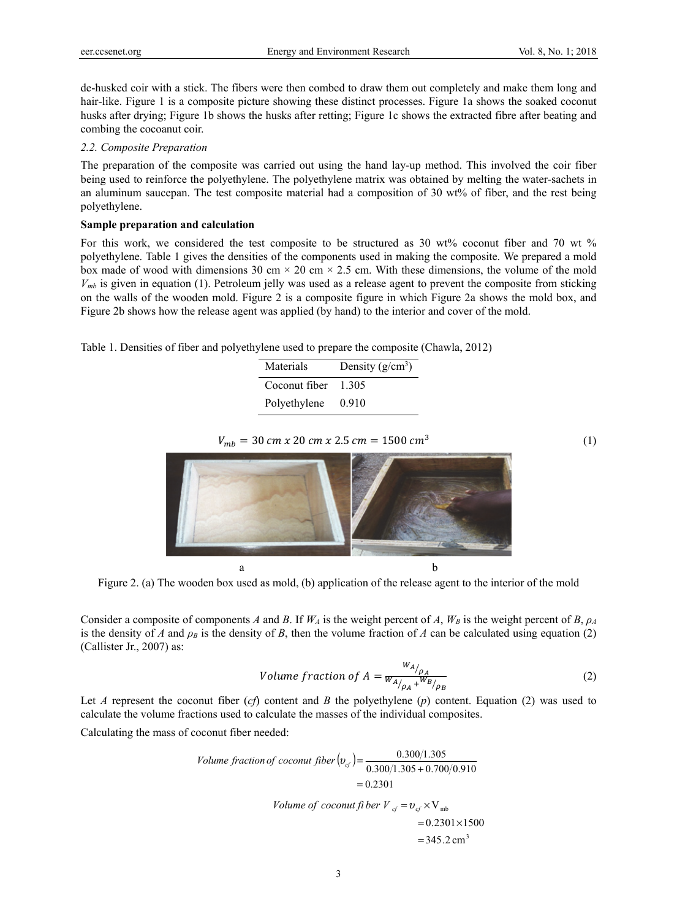de-husked coir with a stick. The fibers were then combed to draw them out completely and make them long and hair-like. Figure 1 is a composite picture showing these distinct processes. Figure 1a shows the soaked coconut husks after drying; Figure 1b shows the husks after retting; Figure 1c shows the extracted fibre after beating and combing the cocoanut coir.

*2.2. Composite Preparation*

The preparation of the composite was carried out using the hand lay-up method. This involved the coir fiber being used to reinforce the polyethylene. The polyethylene matrix was obtained by melting the water-sachets in an aluminum saucepan. The test composite material had a composition of 30 wt% of fiber, and the rest being polyethylene.

**Sample preparation and calculation**

For this work, we considered the test composite to be structured as 30 wt% coconut fiber and 70 wt % polyethylene. Table 1 gives the densities of the components used in making the composite. We prepared a mold box made of wood with dimensions 30 cm × 20 cm × 2.5 cm. With these dimensions, the volume of the mold $V_{mb}$ is given in equation (1). Petroleum jelly was used as a release agent to prevent the composite from sticking on the walls of the wooden mold. Figure 2 is a composite figure in which Figure 2a shows the mold box, and Figure 2b shows how the release agent was applied (by hand) to the interior and cover of the mold.

Table 1. Densities of fiber and polyethylene used to prepare the composite (Chawla, 2012)

| Materials | Density (g/cm$^3$) |
| --- | --- |
| Coconut fiber | 1.305 |
| Polyethylene | 0.910 |

$$V_{mb} = 30\ cm \times 20\ cm \times 2.5\ cm = 1500\ cm^3 \tag{1}$$

a b

Figure 2. (a) The wooden box used as mold, (b) application of the release agent to the interior of the mold

Consider a composite of components *A* and *B*. If $W_A$ is the weight percent of *A*, $W_B$ is the weight percent of *B*, $\rho_A$ is the density of *A* and $\rho_B$ is the density of *B*, then the volume fraction of *A* can be calculated using equation (2) (Callister Jr., 2007) as:

$$Volume\ fraction\ of\ A = \frac{W_A/\rho_A}{W_A/\rho_A + W_B/\rho_B} \tag{2}$$

Let *A* represent the coconut fiber (*cf*) content and *B* the polyethylene (*p*) content. Equation (2) was used to calculate the volume fractions used to calculate the masses of the individual composites.

Calculating the mass of coconut fiber needed:

$$Volume\ fraction\ of\ coconut\ fiber\ (\upsilon_{cf}) = \frac{0.300/1.305}{0.300/1.305 + 0.700/0.910} = 0.2301$$

$$Volume\ of\ coconut\ fiber\ V_{cf} = \upsilon_{cf} \times V_{mb} = 0.2301 \times 1500 = 345.2\ cm^3$$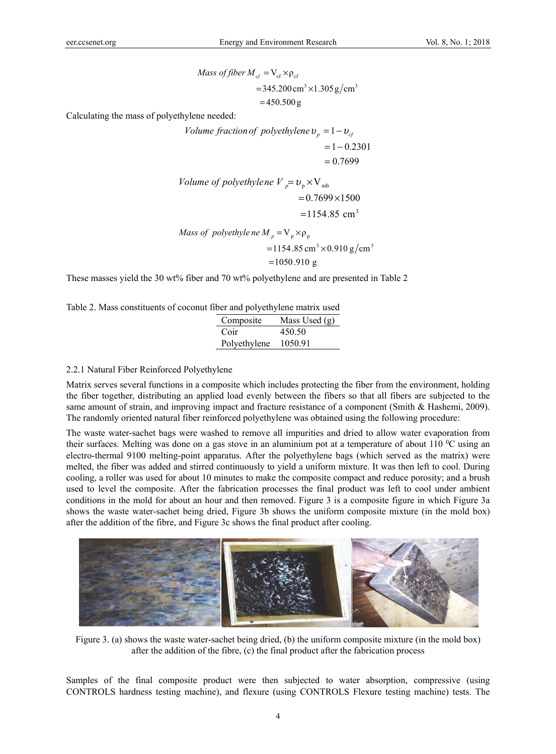$$Mass\ of\ fiber\ M_{cf} = V_{cf} \times \rho_{cf}$$
$$= 345.200\,\text{cm}^3 \times 1.305\,\text{g/cm}^3$$
$$= 450.500\,\text{g}$$

Calculating the mass of polyethylene needed:

$$Volume\ fraction\ of\ polyethylene\ \upsilon_p = 1 - \upsilon_{cf}$$
$$= 1 - 0.2301$$
$$= 0.7699$$

$$Volume\ of\ polyethylene\ V_p = \upsilon_p \times V_{mb}$$
$$= 0.7699 \times 1500$$
$$= 1154.85\ \text{cm}^3$$

$$Mass\ of\ polyethylene\ M_p = V_p \times \rho_p$$
$$= 1154.85\,\text{cm}^3 \times 0.910\,\text{g/cm}^3$$
$$= 1050.910\ \text{g}$$

These masses yield the 30 wt% fiber and 70 wt% polyethylene and are presented in Table 2

Table 2. Mass constituents of coconut fiber and polyethylene matrix used

| Composite | Mass Used (g) |
|---|---|
| Coir | 450.50 |
| Polyethylene | 1050.91 |

### 2.2.1 Natural Fiber Reinforced Polyethylene

Matrix serves several functions in a composite which includes protecting the fiber from the environment, holding the fiber together, distributing an applied load evenly between the fibers so that all fibers are subjected to the same amount of strain, and improving impact and fracture resistance of a component (Smith & Hashemi, 2009). The randomly oriented natural fiber reinforced polyethylene was obtained using the following procedure:

The waste water-sachet bags were washed to remove all impurities and dried to allow water evaporation from their surfaces. Melting was done on a gas stove in an aluminium pot at a temperature of about 110 $^0$C using an electro-thermal 9100 melting-point apparatus. After the polyethylene bags (which served as the matrix) were melted, the fiber was added and stirred continuously to yield a uniform mixture. It was then left to cool. During cooling, a roller was used for about 10 minutes to make the composite compact and reduce porosity; and a brush used to level the composite. After the fabrication processes the final product was left to cool under ambient conditions in the mold for about an hour and then removed. Figure 3 is a composite figure in which Figure 3a shows the waste water-sachet being dried, Figure 3b shows the uniform composite mixture (in the mold box) after the addition of the fibre, and Figure 3c shows the final product after cooling.

Figure 3. (a) shows the waste water-sachet being dried, (b) the uniform composite mixture (in the mold box) after the addition of the fibre, (c) the final product after the fabrication process

Samples of the final composite product were then subjected to water absorption, compressive (using CONTROLS hardness testing machine), and flexure (using CONTROLS Flexure testing machine) tests. The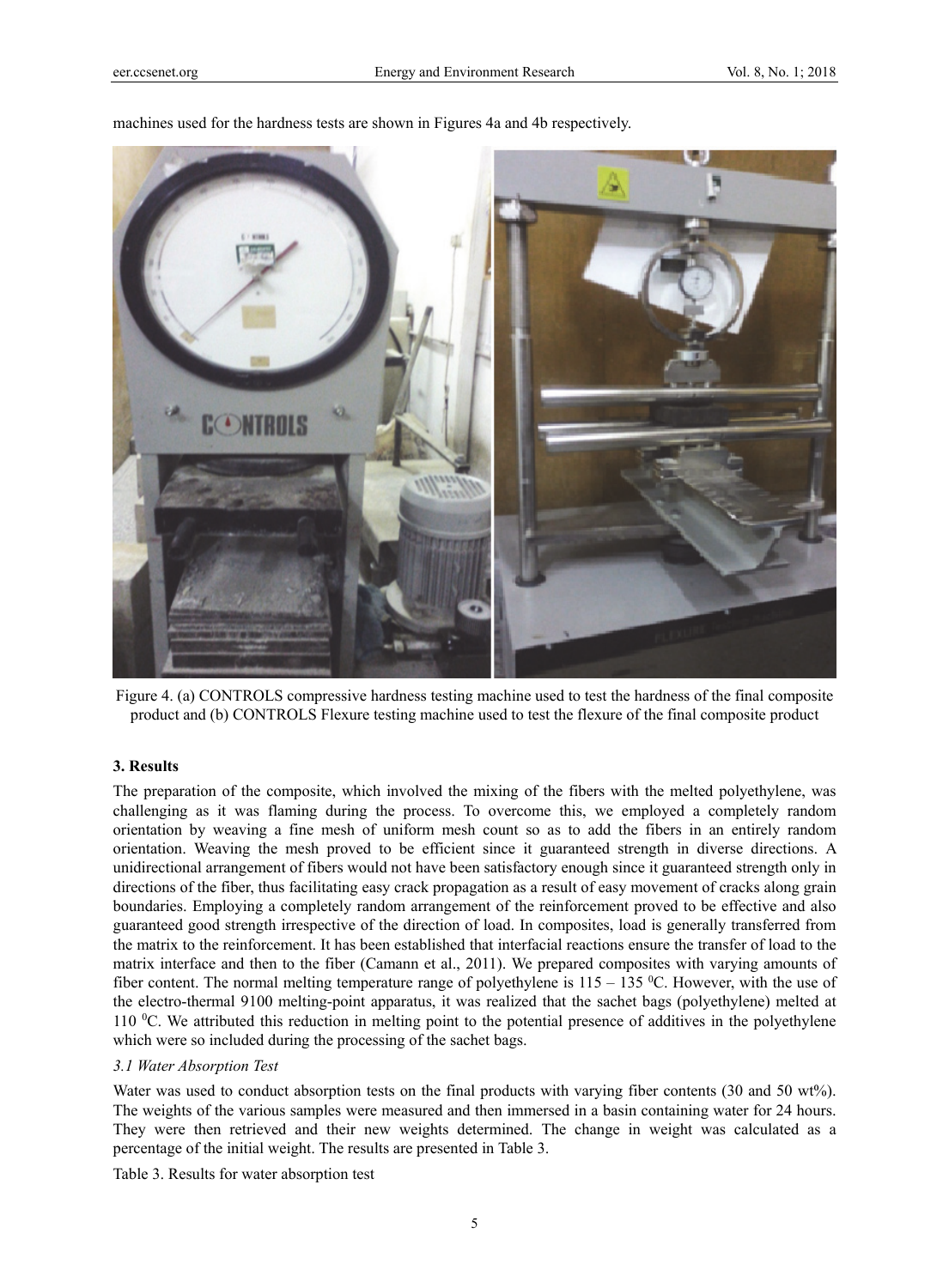machines used for the hardness tests are shown in Figures 4a and 4b respectively.

Figure 4. (a) CONTROLS compressive hardness testing machine used to test the hardness of the final composite product and (b) CONTROLS Flexure testing machine used to test the flexure of the final composite product

## 3. Results

The preparation of the composite, which involved the mixing of the fibers with the melted polyethylene, was challenging as it was flaming during the process. To overcome this, we employed a completely random orientation by weaving a fine mesh of uniform mesh count so as to add the fibers in an entirely random orientation. Weaving the mesh proved to be efficient since it guaranteed strength in diverse directions. A unidirectional arrangement of fibers would not have been satisfactory enough since it guaranteed strength only in directions of the fiber, thus facilitating easy crack propagation as a result of easy movement of cracks along grain boundaries. Employing a completely random arrangement of the reinforcement proved to be effective and also guaranteed good strength irrespective of the direction of load. In composites, load is generally transferred from the matrix to the reinforcement. It has been established that interfacial reactions ensure the transfer of load to the matrix interface and then to the fiber (Camann et al., 2011). We prepared composites with varying amounts of fiber content. The normal melting temperature range of polyethylene is 115 – 135 $^{0}$C. However, with the use of the electro-thermal 9100 melting-point apparatus, it was realized that the sachet bags (polyethylene) melted at 110 $^{0}$C. We attributed this reduction in melting point to the potential presence of additives in the polyethylene which were so included during the processing of the sachet bags.

### *3.1 Water Absorption Test*

Water was used to conduct absorption tests on the final products with varying fiber contents (30 and 50 wt%). The weights of the various samples were measured and then immersed in a basin containing water for 24 hours. They were then retrieved and their new weights determined. The change in weight was calculated as a percentage of the initial weight. The results are presented in Table 3.

Table 3. Results for water absorption test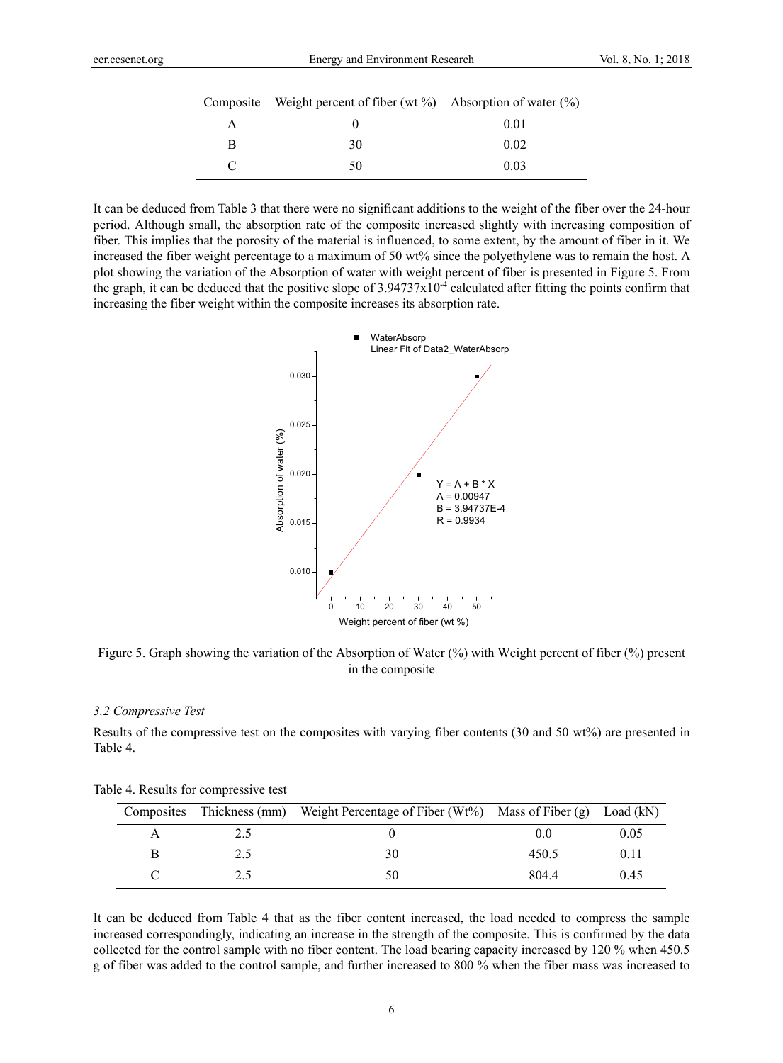| Composite | Weight percent of fiber (wt %) | Absorption of water (%) |
| --- | --- | --- |
| A | 0 | 0.01 |
| B | 30 | 0.02 |
| C | 50 | 0.03 |

It can be deduced from Table 3 that there were no significant additions to the weight of the fiber over the 24-hour period. Although small, the absorption rate of the composite increased slightly with increasing composition of fiber. This implies that the porosity of the material is influenced, to some extent, by the amount of fiber in it. We increased the fiber weight percentage to a maximum of 50 wt% since the polyethylene was to remain the host. A plot showing the variation of the Absorption of water with weight percent of fiber is presented in Figure 5. From the graph, it can be deduced that the positive slope of $3.94737 \times 10^{-4}$ calculated after fitting the points confirm that increasing the fiber weight within the composite increases its absorption rate.

Figure 5. Graph showing the variation of the Absorption of Water (%) with Weight percent of fiber (%) present in the composite

### 3.2 Compressive Test

Results of the compressive test on the composites with varying fiber contents (30 and 50 wt%) are presented in Table 4.

Table 4. Results for compressive test

| Composites | Thickness (mm) | Weight Percentage of Fiber (Wt%) | Mass of Fiber (g) | Load (kN) |
| --- | --- | --- | --- | --- |
| A | 2.5 | 0 | 0.0 | 0.05 |
| B | 2.5 | 30 | 450.5 | 0.11 |
| C | 2.5 | 50 | 804.4 | 0.45 |

It can be deduced from Table 4 that as the fiber content increased, the load needed to compress the sample increased correspondingly, indicating an increase in the strength of the composite. This is confirmed by the data collected for the control sample with no fiber content. The load bearing capacity increased by 120 % when 450.5 g of fiber was added to the control sample, and further increased to 800 % when the fiber mass was increased to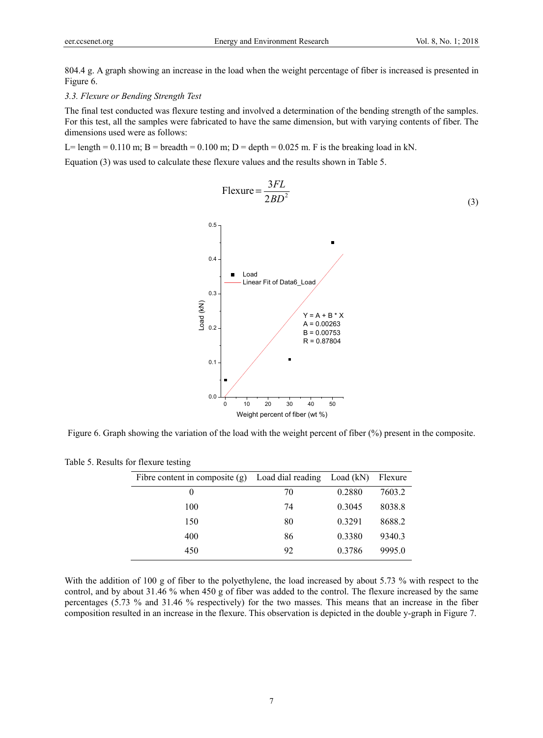804.4 g. A graph showing an increase in the load when the weight percentage of fiber is increased is presented in Figure 6.

### *3.3. Flexure or Bending Strength Test*

The final test conducted was flexure testing and involved a determination of the bending strength of the samples. For this test, all the samples were fabricated to have the same dimension, but with varying contents of fiber. The dimensions used were as follows:

L= length = 0.110 m; B = breadth = 0.100 m; D = depth = 0.025 m. F is the breaking load in kN.

Equation (3) was used to calculate these flexure values and the results shown in Table 5.

$$\text{Flexure} = \frac{3FL}{2BD^2} \tag{3}$$

Figure 6. Graph showing the variation of the load with the weight percent of fiber (%) present in the composite.

Table 5. Results for flexure testing

| Fibre content in composite (g) | Load dial reading | Load (kN) | Flexure |
|---|---|---|---|
| 0 | 70 | 0.2880 | 7603.2 |
| 100 | 74 | 0.3045 | 8038.8 |
| 150 | 80 | 0.3291 | 8688.2 |
| 400 | 86 | 0.3380 | 9340.3 |
| 450 | 92 | 0.3786 | 9995.0 |

With the addition of 100 g of fiber to the polyethylene, the load increased by about 5.73 % with respect to the control, and by about 31.46 % when 450 g of fiber was added to the control. The flexure increased by the same percentages (5.73 % and 31.46 % respectively) for the two masses. This means that an increase in the fiber composition resulted in an increase in the flexure. This observation is depicted in the double y-graph in Figure 7.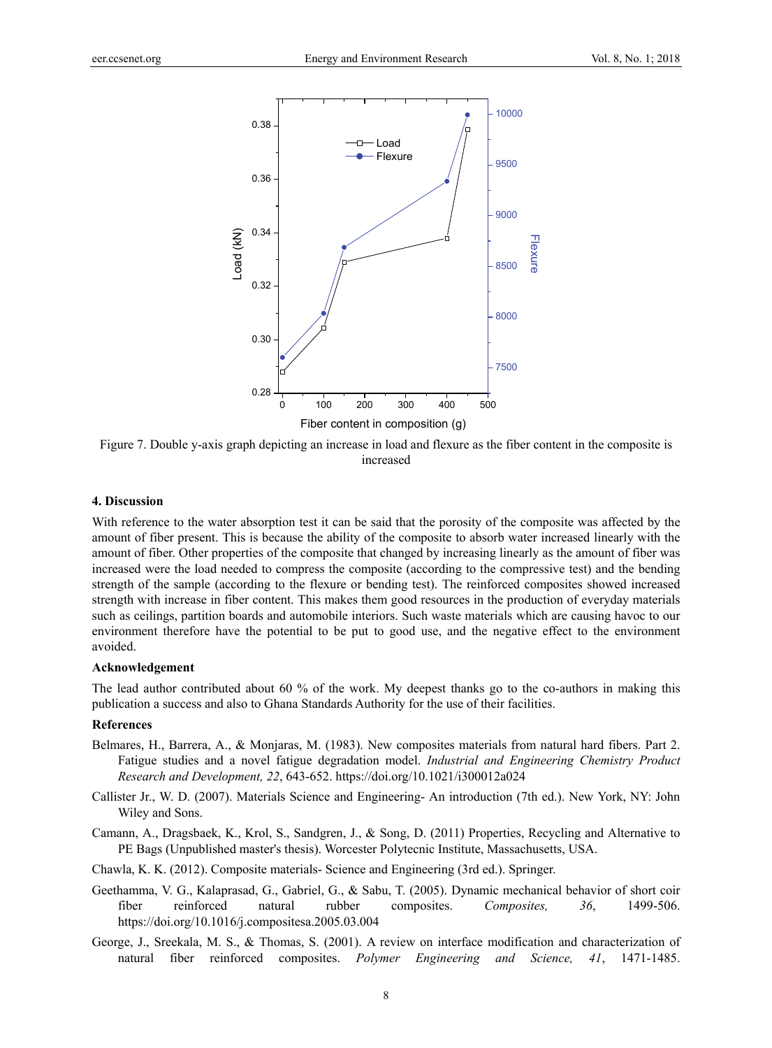Figure 7. Double y-axis graph depicting an increase in load and flexure as the fiber content in the composite is increased

## 4. Discussion

With reference to the water absorption test it can be said that the porosity of the composite was affected by the amount of fiber present. This is because the ability of the composite to absorb water increased linearly with the amount of fiber. Other properties of the composite that changed by increasing linearly as the amount of fiber was increased were the load needed to compress the composite (according to the compressive test) and the bending strength of the sample (according to the flexure or bending test). The reinforced composites showed increased strength with increase in fiber content. This makes them good resources in the production of everyday materials such as ceilings, partition boards and automobile interiors. Such waste materials which are causing havoc to our environment therefore have the potential to be put to good use, and the negative effect to the environment avoided.

### Acknowledgement

The lead author contributed about 60 % of the work. My deepest thanks go to the co-authors in making this publication a success and also to Ghana Standards Authority for the use of their facilities.

### References

Belmares, H., Barrera, A., & Monjaras, M. (1983). New composites materials from natural hard fibers. Part 2. Fatigue studies and a novel fatigue degradation model. *Industrial and Engineering Chemistry Product Research and Development, 22*, 643-652. https://doi.org/10.1021/i300012a024

Callister Jr., W. D. (2007). Materials Science and Engineering- An introduction (7th ed.). New York, NY: John Wiley and Sons.

Camann, A., Dragsbaek, K., Krol, S., Sandgren, J., & Song, D. (2011) Properties, Recycling and Alternative to PE Bags (Unpublished master's thesis). Worcester Polytecnic Institute, Massachusetts, USA.

Chawla, K. K. (2012). Composite materials- Science and Engineering (3rd ed.). Springer.

Geethamma, V. G., Kalaprasad, G., Gabriel, G., & Sabu, T. (2005). Dynamic mechanical behavior of short coir fiber reinforced natural rubber composites. *Composites, 36*, 1499-506. https://doi.org/10.1016/j.compositesa.2005.03.004

George, J., Sreekala, M. S., & Thomas, S. (2001). A review on interface modification and characterization of natural fiber reinforced composites. *Polymer Engineering and Science, 41*, 1471-1485.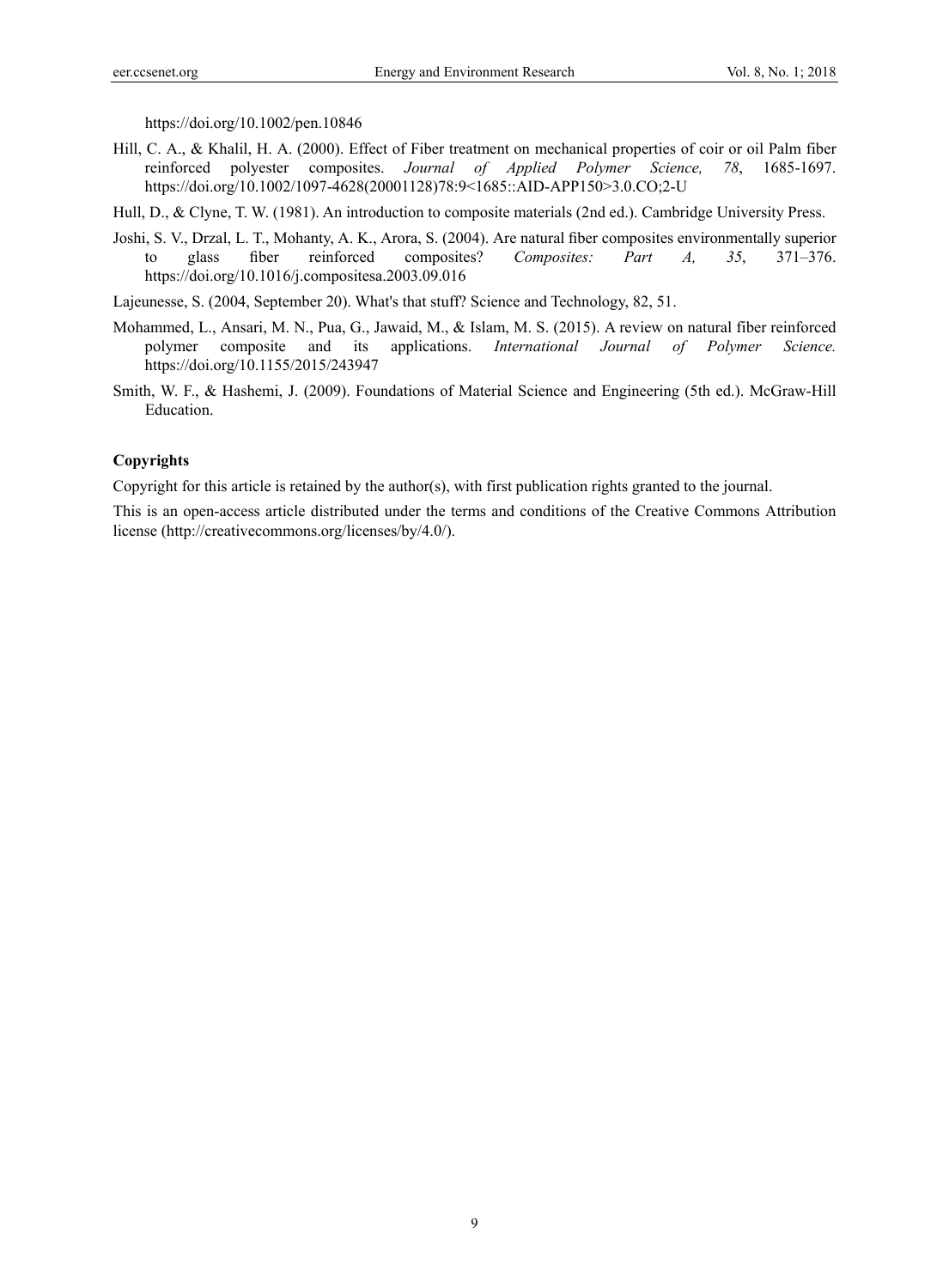https://doi.org/10.1002/pen.10846

Hill, C. A., & Khalil, H. A. (2000). Effect of Fiber treatment on mechanical properties of coir or oil Palm fiber reinforced polyester composites. *Journal of Applied Polymer Science, 78*, 1685-1697. https://doi.org/10.1002/1097-4628(20001128)78:9<1685::AID-APP150>3.0.CO;2-U

Hull, D., & Clyne, T. W. (1981). An introduction to composite materials (2nd ed.). Cambridge University Press.

Joshi, S. V., Drzal, L. T., Mohanty, A. K., Arora, S. (2004). Are natural fiber composites environmentally superior to glass fiber reinforced composites? *Composites: Part A, 35*, 371–376. https://doi.org/10.1016/j.compositesa.2003.09.016

Lajeunesse, S. (2004, September 20). What's that stuff? Science and Technology, 82, 51.

Mohammed, L., Ansari, M. N., Pua, G., Jawaid, M., & Islam, M. S. (2015). A review on natural fiber reinforced polymer composite and its applications. *International Journal of Polymer Science.* https://doi.org/10.1155/2015/243947

Smith, W. F., & Hashemi, J. (2009). Foundations of Material Science and Engineering (5th ed.). McGraw-Hill Education.

**Copyrights**

Copyright for this article is retained by the author(s), with first publication rights granted to the journal.

This is an open-access article distributed under the terms and conditions of the Creative Commons Attribution license (http://creativecommons.org/licenses/by/4.0/).